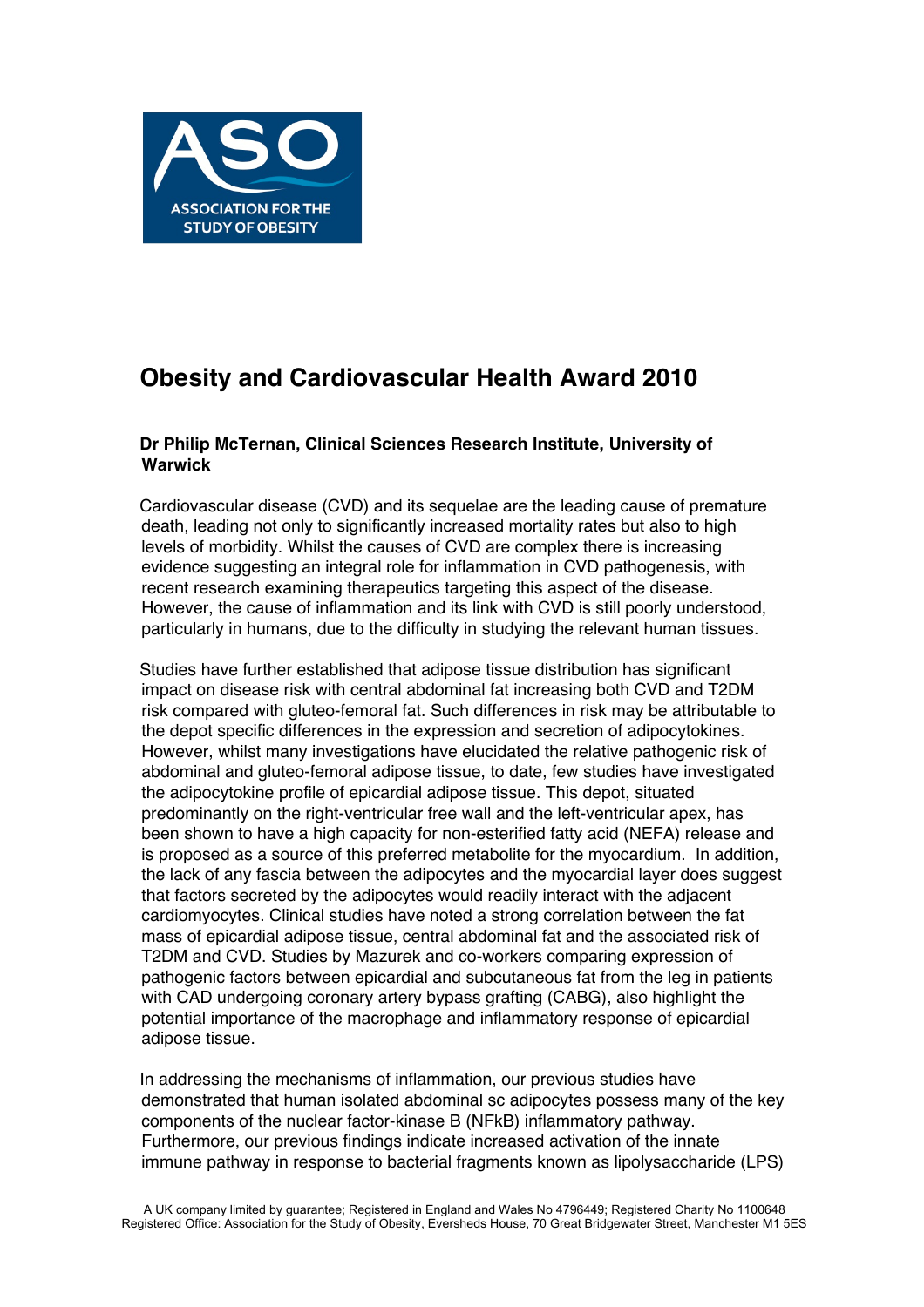ASSOCIATION FOR THE STUDY OF OBESITY

# Obesity and Cardiovascular Health Award 2010

**Dr Philip McTernan, Clinical Sciences Research Institute, University of Warwick**

Cardiovascular disease (CVD) and its sequelae are the leading cause of premature death, leading not only to significantly increased mortality rates but also to high levels of morbidity. Whilst the causes of CVD are complex there is increasing evidence suggesting an integral role for inflammation in CVD pathogenesis, with recent research examining therapeutics targeting this aspect of the disease. However, the cause of inflammation and its link with CVD is still poorly understood, particularly in humans, due to the difficulty in studying the relevant human tissues.

Studies have further established that adipose tissue distribution has significant impact on disease risk with central abdominal fat increasing both CVD and T2DM risk compared with gluteo-femoral fat. Such differences in risk may be attributable to the depot specific differences in the expression and secretion of adipocytokines. However, whilst many investigations have elucidated the relative pathogenic risk of abdominal and gluteo-femoral adipose tissue, to date, few studies have investigated the adipocytokine profile of epicardial adipose tissue. This depot, situated predominantly on the right-ventricular free wall and the left-ventricular apex, has been shown to have a high capacity for non-esterified fatty acid (NEFA) release and is proposed as a source of this preferred metabolite for the myocardium. In addition, the lack of any fascia between the adipocytes and the myocardial layer does suggest that factors secreted by the adipocytes would readily interact with the adjacent cardiomyocytes. Clinical studies have noted a strong correlation between the fat mass of epicardial adipose tissue, central abdominal fat and the associated risk of T2DM and CVD. Studies by Mazurek and co-workers comparing expression of pathogenic factors between epicardial and subcutaneous fat from the leg in patients with CAD undergoing coronary artery bypass grafting (CABG), also highlight the potential importance of the macrophage and inflammatory response of epicardial adipose tissue.

In addressing the mechanisms of inflammation, our previous studies have demonstrated that human isolated abdominal sc adipocytes possess many of the key components of the nuclear factor-kinase B (NFkB) inflammatory pathway. Furthermore, our previous findings indicate increased activation of the innate immune pathway in response to bacterial fragments known as lipolysaccharide (LPS)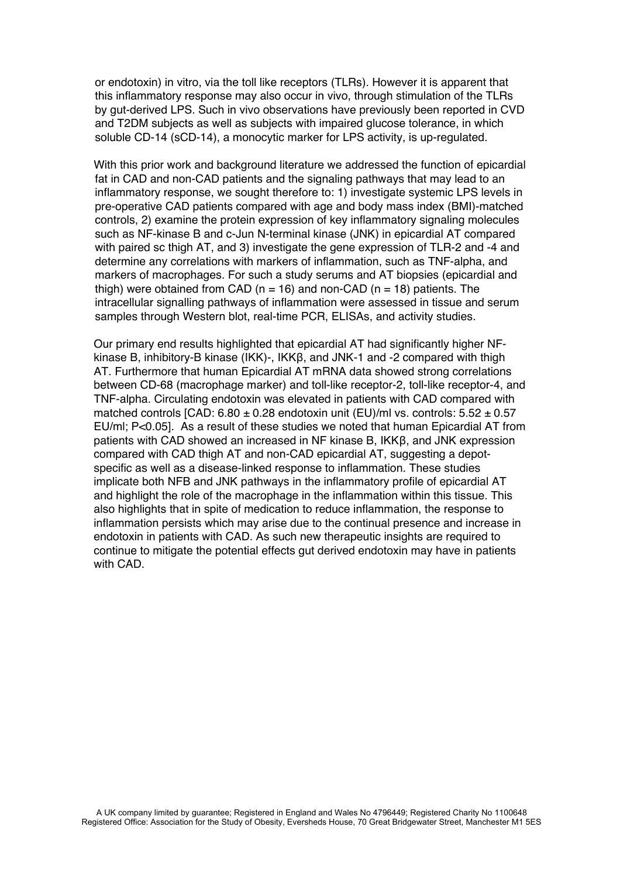or endotoxin) in vitro, via the toll like receptors (TLRs). However it is apparent that this inflammatory response may also occur in vivo, through stimulation of the TLRs by gut-derived LPS. Such in vivo observations have previously been reported in CVD and T2DM subjects as well as subjects with impaired glucose tolerance, in which soluble CD-14 (sCD-14), a monocytic marker for LPS activity, is up-regulated.

With this prior work and background literature we addressed the function of epicardial fat in CAD and non-CAD patients and the signaling pathways that may lead to an inflammatory response, we sought therefore to: 1) investigate systemic LPS levels in pre-operative CAD patients compared with age and body mass index (BMI)-matched controls, 2) examine the protein expression of key inflammatory signaling molecules such as NF-kinase B and c-Jun N-terminal kinase (JNK) in epicardial AT compared with paired sc thigh AT, and 3) investigate the gene expression of TLR-2 and -4 and determine any correlations with markers of inflammation, such as TNF-alpha, and markers of macrophages. For such a study serums and AT biopsies (epicardial and thigh) were obtained from CAD ($n = 16$) and non-CAD ($n = 18$) patients. The intracellular signalling pathways of inflammation were assessed in tissue and serum samples through Western blot, real-time PCR, ELISAs, and activity studies.

Our primary end results highlighted that epicardial AT had significantly higher NF-kinase B, inhibitory-B kinase (IKK)-, IKKβ, and JNK-1 and -2 compared with thigh AT. Furthermore that human Epicardial AT mRNA data showed strong correlations between CD-68 (macrophage marker) and toll-like receptor-2, toll-like receptor-4, and TNF-alpha. Circulating endotoxin was elevated in patients with CAD compared with matched controls [CAD: $6.80 \pm 0.28$ endotoxin unit (EU)/ml vs. controls: $5.52 \pm 0.57$ EU/ml; $P<0.05$]. As a result of these studies we noted that human Epicardial AT from patients with CAD showed an increased in NF kinase B, IKKβ, and JNK expression compared with CAD thigh AT and non-CAD epicardial AT, suggesting a depot-specific as well as a disease-linked response to inflammation. These studies implicate both NFB and JNK pathways in the inflammatory profile of epicardial AT and highlight the role of the macrophage in the inflammation within this tissue. This also highlights that in spite of medication to reduce inflammation, the response to inflammation persists which may arise due to the continual presence and increase in endotoxin in patients with CAD. As such new therapeutic insights are required to continue to mitigate the potential effects gut derived endotoxin may have in patients with CAD.